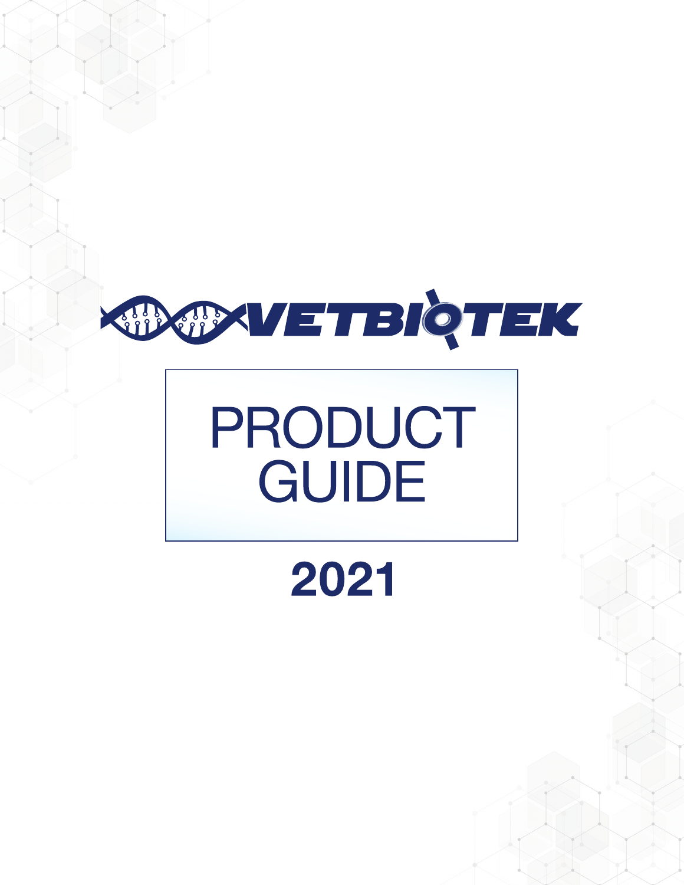# VETBIOTEK

# PRODUCT GUIDE

## 2021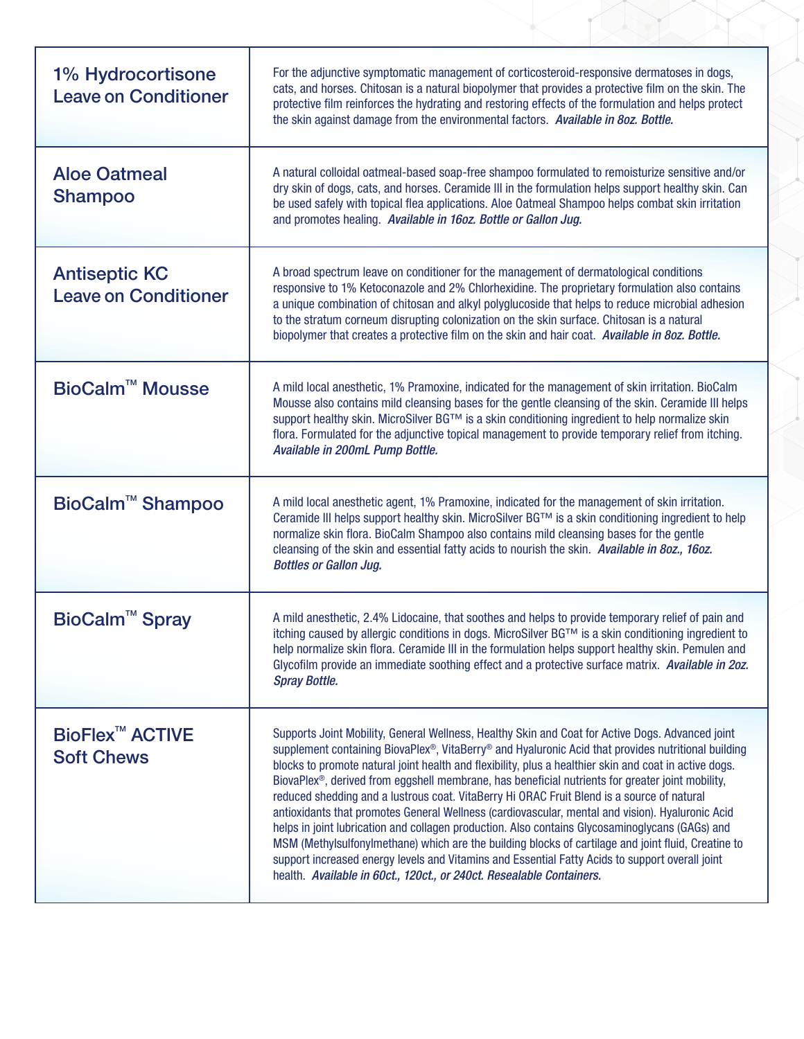| Product | Description |
| --- | --- |
| **1% Hydrocortisone Leave on Conditioner** | For the adjunctive symptomatic management of corticosteroid-responsive dermatoses in dogs, cats, and horses. Chitosan is a natural biopolymer that provides a protective film on the skin. The protective film reinforces the hydrating and restoring effects of the formulation and helps protect the skin against damage from the environmental factors. ***Available in 8oz. Bottle.*** |
| **Aloe Oatmeal Shampoo** | A natural colloidal oatmeal-based soap-free shampoo formulated to remoisturize sensitive and/or dry skin of dogs, cats, and horses. Ceramide III in the formulation helps support healthy skin. Can be used safely with topical flea applications. Aloe Oatmeal Shampoo helps combat skin irritation and promotes healing. ***Available in 16oz. Bottle or Gallon Jug.*** |
| **Antiseptic KC Leave on Conditioner** | A broad spectrum leave on conditioner for the management of dermatological conditions responsive to 1% Ketoconazole and 2% Chlorhexidine. The proprietary formulation also contains a unique combination of chitosan and alkyl polyglucoside that helps to reduce microbial adhesion to the stratum corneum disrupting colonization on the skin surface. Chitosan is a natural biopolymer that creates a protective film on the skin and hair coat. ***Available in 8oz. Bottle.*** |
| **BioCalm™ Mousse** | A mild local anesthetic, 1% Pramoxine, indicated for the management of skin irritation. BioCalm Mousse also contains mild cleansing bases for the gentle cleansing of the skin. Ceramide III helps support healthy skin. MicroSilver BG™ is a skin conditioning ingredient to help normalize skin flora. Formulated for the adjunctive topical management to provide temporary relief from itching. ***Available in 200mL Pump Bottle.*** |
| **BioCalm™ Shampoo** | A mild local anesthetic agent, 1% Pramoxine, indicated for the management of skin irritation. Ceramide III helps support healthy skin. MicroSilver BG™ is a skin conditioning ingredient to help normalize skin flora. BioCalm Shampoo also contains mild cleansing bases for the gentle cleansing of the skin and essential fatty acids to nourish the skin. ***Available in 8oz., 16oz. Bottles or Gallon Jug.*** |
| **BioCalm™ Spray** | A mild anesthetic, 2.4% Lidocaine, that soothes and helps to provide temporary relief of pain and itching caused by allergic conditions in dogs. MicroSilver BG™ is a skin conditioning ingredient to help normalize skin flora. Ceramide III in the formulation helps support healthy skin. Pemulen and Glycofilm provide an immediate soothing effect and a protective surface matrix. ***Available in 2oz. Spray Bottle.*** |
| **BioFlex™ ACTIVE Soft Chews** | Supports Joint Mobility, General Wellness, Healthy Skin and Coat for Active Dogs. Advanced joint supplement containing BiovaPlex®, VitaBerry® and Hyaluronic Acid that provides nutritional building blocks to promote natural joint health and flexibility, plus a healthier skin and coat in active dogs. BiovaPlex®, derived from eggshell membrane, has beneficial nutrients for greater joint mobility, reduced shedding and a lustrous coat. VitaBerry Hi ORAC Fruit Blend is a source of natural antioxidants that promotes General Wellness (cardiovascular, mental and vision). Hyaluronic Acid helps in joint lubrication and collagen production. Also contains Glycosaminoglycans (GAGs) and MSM (Methylsulfonylmethane) which are the building blocks of cartilage and joint fluid, Creatine to support increased energy levels and Vitamins and Essential Fatty Acids to support overall joint health. ***Available in 60ct., 120ct., or 240ct. Resealable Containers.*** |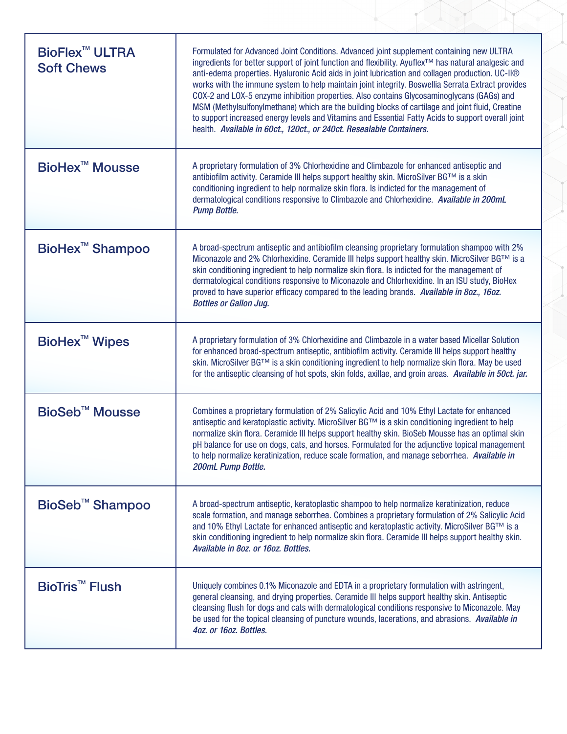| Product | Description |
| --- | --- |
| BioFlex™ ULTRA Soft Chews | Formulated for Advanced Joint Conditions. Advanced joint supplement containing new ULTRA ingredients for better support of joint function and flexibility. Ayuflex™ has natural analgesic and anti-edema properties. Hyaluronic Acid aids in joint lubrication and collagen production. UC-II® works with the immune system to help maintain joint integrity. Boswellia Serrata Extract provides COX-2 and LOX-5 enzyme inhibition properties. Also contains Glycosaminoglycans (GAGs) and MSM (Methylsulfonylmethane) which are the building blocks of cartilage and joint fluid, Creatine to support increased energy levels and Vitamins and Essential Fatty Acids to support overall joint health. ***Available in 60ct., 120ct., or 240ct. Resealable Containers.*** |
| BioHex™ Mousse | A proprietary formulation of 3% Chlorhexidine and Climbazole for enhanced antiseptic and antibiofilm activity. Ceramide III helps support healthy skin. MicroSilver BG™ is a skin conditioning ingredient to help normalize skin flora. Is indicted for the management of dermatological conditions responsive to Climbazole and Chlorhexidine. ***Available in 200mL Pump Bottle.*** |
| BioHex™ Shampoo | A broad-spectrum antiseptic and antibiofilm cleansing proprietary formulation shampoo with 2% Miconazole and 2% Chlorhexidine. Ceramide III helps support healthy skin. MicroSilver BG™ is a skin conditioning ingredient to help normalize skin flora. Is indicted for the management of dermatological conditions responsive to Miconazole and Chlorhexidine. In an ISU study, BioHex proved to have superior efficacy compared to the leading brands. ***Available in 8oz., 16oz. Bottles or Gallon Jug.*** |
| BioHex™ Wipes | A proprietary formulation of 3% Chlorhexidine and Climbazole in a water based Micellar Solution for enhanced broad-spectrum antiseptic, antibiofilm activity. Ceramide III helps support healthy skin. MicroSilver BG™ is a skin conditioning ingredient to help normalize skin flora. May be used for the antiseptic cleansing of hot spots, skin folds, axillae, and groin areas. ***Available in 50ct. jar.*** |
| BioSeb™ Mousse | Combines a proprietary formulation of 2% Salicylic Acid and 10% Ethyl Lactate for enhanced antiseptic and keratoplastic activity. MicroSilver BG™ is a skin conditioning ingredient to help normalize skin flora. Ceramide III helps support healthy skin. BioSeb Mousse has an optimal skin pH balance for use on dogs, cats, and horses. Formulated for the adjunctive topical management to help normalize keratinization, reduce scale formation, and manage seborrhea. ***Available in 200mL Pump Bottle.*** |
| BioSeb™ Shampoo | A broad-spectrum antiseptic, keratoplastic shampoo to help normalize keratinization, reduce scale formation, and manage seborrhea. Combines a proprietary formulation of 2% Salicylic Acid and 10% Ethyl Lactate for enhanced antiseptic and keratoplastic activity. MicroSilver BG™ is a skin conditioning ingredient to help normalize skin flora. Ceramide III helps support healthy skin. ***Available in 8oz. or 16oz. Bottles.*** |
| BioTris™ Flush | Uniquely combines 0.1% Miconazole and EDTA in a proprietary formulation with astringent, general cleansing, and drying properties. Ceramide III helps support healthy skin. Antiseptic cleansing flush for dogs and cats with dermatological conditions responsive to Miconazole. May be used for the topical cleansing of puncture wounds, lacerations, and abrasions. ***Available in 4oz. or 16oz. Bottles.*** |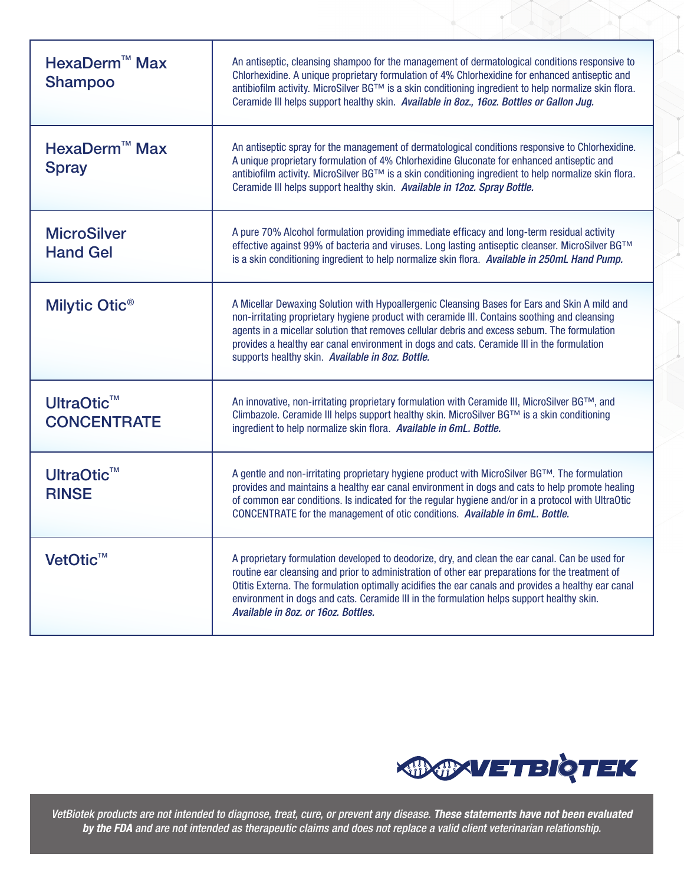| | |
|---|---|
| **HexaDerm™ Max Shampoo** | An antiseptic, cleansing shampoo for the management of dermatological conditions responsive to Chlorhexidine. A unique proprietary formulation of 4% Chlorhexidine for enhanced antiseptic and antibiofilm activity. MicroSilver BG™ is a skin conditioning ingredient to help normalize skin flora. Ceramide III helps support healthy skin. ***Available in 8oz., 16oz. Bottles or Gallon Jug.*** |
| **HexaDerm™ Max Spray** | An antiseptic spray for the management of dermatological conditions responsive to Chlorhexidine. A unique proprietary formulation of 4% Chlorhexidine Gluconate for enhanced antiseptic and antibiofilm activity. MicroSilver BG™ is a skin conditioning ingredient to help normalize skin flora. Ceramide III helps support healthy skin. ***Available in 12oz. Spray Bottle.*** |
| **MicroSilver Hand Gel** | A pure 70% Alcohol formulation providing immediate efficacy and long-term residual activity effective against 99% of bacteria and viruses. Long lasting antiseptic cleanser. MicroSilver BG™ is a skin conditioning ingredient to help normalize skin flora. ***Available in 250mL Hand Pump.*** |
| **Milytic Otic®** | A Micellar Dewaxing Solution with Hypoallergenic Cleansing Bases for Ears and Skin A mild and non-irritating proprietary hygiene product with ceramide III. Contains soothing and cleansing agents in a micellar solution that removes cellular debris and excess sebum. The formulation provides a healthy ear canal environment in dogs and cats. Ceramide III in the formulation supports healthy skin. ***Available in 8oz. Bottle.*** |
| **UltraOtic™ CONCENTRATE** | An innovative, non-irritating proprietary formulation with Ceramide III, MicroSilver BG™, and Climbazole. Ceramide III helps support healthy skin. MicroSilver BG™ is a skin conditioning ingredient to help normalize skin flora. ***Available in 6mL. Bottle.*** |
| **UltraOtic™ RINSE** | A gentle and non-irritating proprietary hygiene product with MicroSilver BG™. The formulation provides and maintains a healthy ear canal environment in dogs and cats to help promote healing of common ear conditions. Is indicated for the regular hygiene and/or in a protocol with UltraOtic CONCENTRATE for the management of otic conditions. ***Available in 6mL. Bottle.*** |
| **VetOtic™** | A proprietary formulation developed to deodorize, dry, and clean the ear canal. Can be used for routine ear cleansing and prior to administration of other ear preparations for the treatment of Otitis Externa. The formulation optimally acidifies the ear canals and provides a healthy ear canal environment in dogs and cats. Ceramide III in the formulation helps support healthy skin. ***Available in 8oz. or 16oz. Bottles.*** |

VETBIOTEK

*VetBiotek products are not intended to diagnose, treat, cure, or prevent any disease.* ***These statements have not been evaluated by the FDA*** *and are not intended as therapeutic claims and does not replace a valid client veterinarian relationship.*